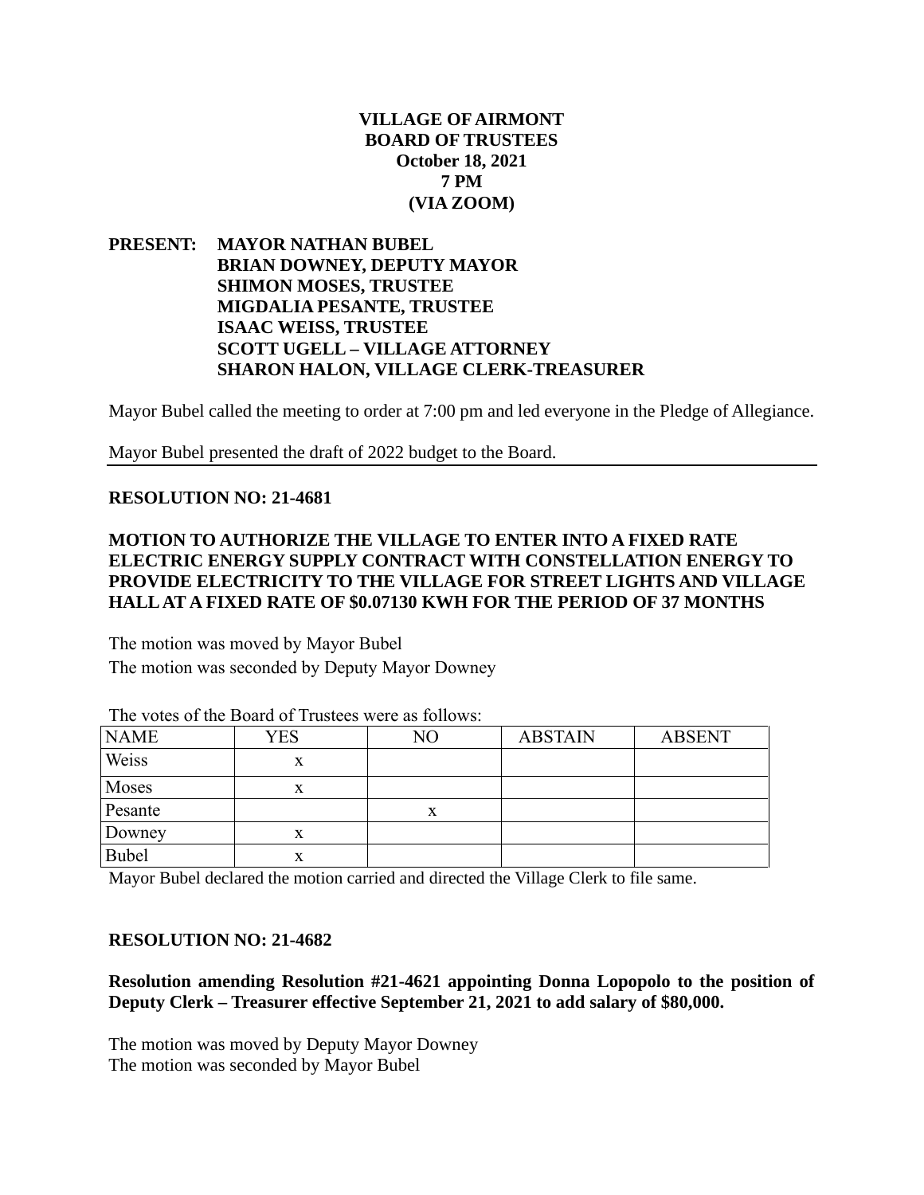**VILLAGE OF AIRMONT**
**BOARD OF TRUSTEES**
**October 18, 2021**
**7 PM**
**(VIA ZOOM)**

**PRESENT: MAYOR NATHAN BUBEL**
**BRIAN DOWNEY, DEPUTY MAYOR**
**SHIMON MOSES, TRUSTEE**
**MIGDALIA PESANTE, TRUSTEE**
**ISAAC WEISS, TRUSTEE**
**SCOTT UGELL – VILLAGE ATTORNEY**
**SHARON HALON, VILLAGE CLERK-TREASURER**

Mayor Bubel called the meeting to order at 7:00 pm and led everyone in the Pledge of Allegiance.

Mayor Bubel presented the draft of 2022 budget to the Board.

---

**RESOLUTION NO: 21-4681**

**MOTION TO AUTHORIZE THE VILLAGE TO ENTER INTO A FIXED RATE ELECTRIC ENERGY SUPPLY CONTRACT WITH CONSTELLATION ENERGY TO PROVIDE ELECTRICITY TO THE VILLAGE FOR STREET LIGHTS AND VILLAGE HALL AT A FIXED RATE OF $0.07130 KWH FOR THE PERIOD OF 37 MONTHS**

The motion was moved by Mayor Bubel
The motion was seconded by Deputy Mayor Downey

The votes of the Board of Trustees were as follows:

| NAME | YES | NO | ABSTAIN | ABSENT |
|---|---|---|---|---|
| Weiss | x | | | |
| Moses | x | | | |
| Pesante | | x | | |
| Downey | x | | | |
| Bubel | x | | | |

Mayor Bubel declared the motion carried and directed the Village Clerk to file same.

**RESOLUTION NO: 21-4682**

**Resolution amending Resolution #21-4621 appointing Donna Lopopolo to the position of Deputy Clerk – Treasurer effective September 21, 2021 to add salary of $80,000.**

The motion was moved by Deputy Mayor Downey
The motion was seconded by Mayor Bubel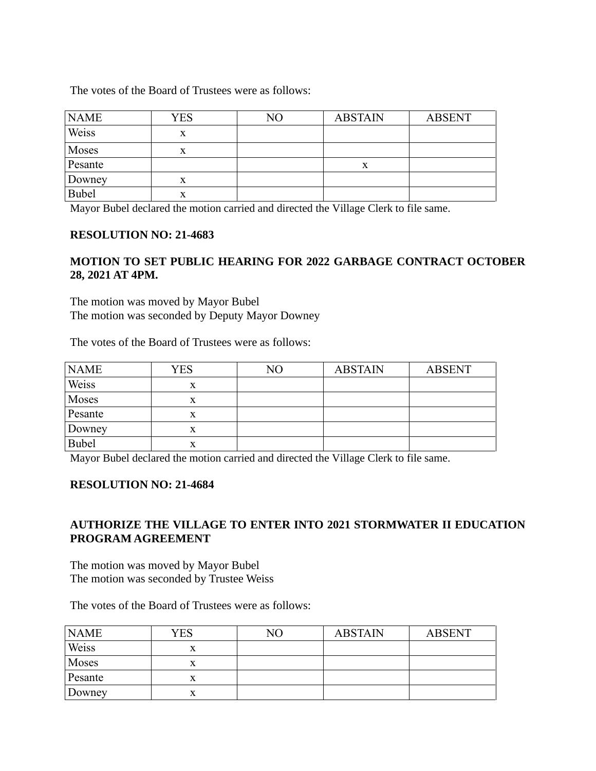The votes of the Board of Trustees were as follows:

| NAME | YES | NO | ABSTAIN | ABSENT |
|---|---|---|---|---|
| Weiss | x | | | |
| Moses | x | | | |
| Pesante | | | x | |
| Downey | x | | | |
| Bubel | x | | | |

Mayor Bubel declared the motion carried and directed the Village Clerk to file same.

**RESOLUTION NO: 21-4683**

**MOTION TO SET PUBLIC HEARING FOR 2022 GARBAGE CONTRACT OCTOBER 28, 2021 AT 4PM.**

The motion was moved by Mayor Bubel
The motion was seconded by Deputy Mayor Downey

The votes of the Board of Trustees were as follows:

| NAME | YES | NO | ABSTAIN | ABSENT |
|---|---|---|---|---|
| Weiss | x | | | |
| Moses | x | | | |
| Pesante | x | | | |
| Downey | x | | | |
| Bubel | x | | | |

Mayor Bubel declared the motion carried and directed the Village Clerk to file same.

**RESOLUTION NO: 21-4684**

**AUTHORIZE THE VILLAGE TO ENTER INTO 2021 STORMWATER II EDUCATION PROGRAM AGREEMENT**

The motion was moved by Mayor Bubel
The motion was seconded by Trustee Weiss

The votes of the Board of Trustees were as follows:

| NAME | YES | NO | ABSTAIN | ABSENT |
|---|---|---|---|---|
| Weiss | x | | | |
| Moses | x | | | |
| Pesante | x | | | |
| Downey | x | | | |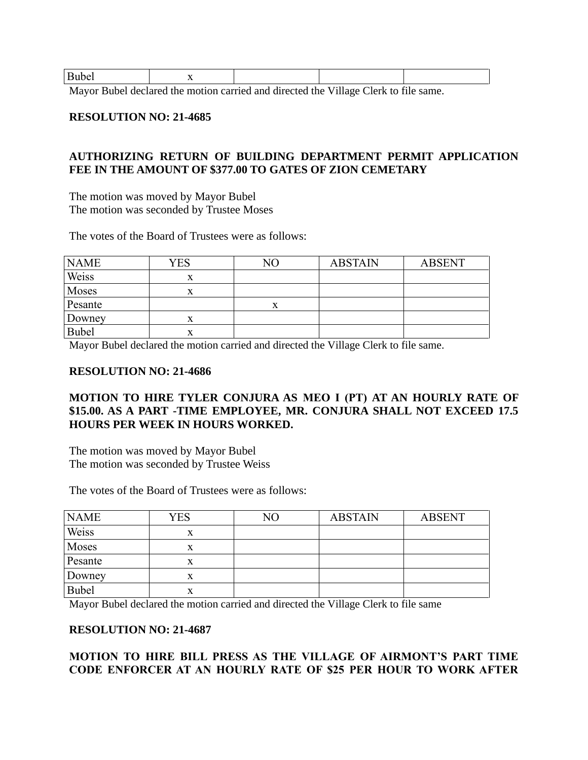| Bubel | x | | | |
|---|---|---|---|---|

Mayor Bubel declared the motion carried and directed the Village Clerk to file same.

**RESOLUTION NO: 21-4685**

**AUTHORIZING RETURN OF BUILDING DEPARTMENT PERMIT APPLICATION FEE IN THE AMOUNT OF $377.00 TO GATES OF ZION CEMETARY**

The motion was moved by Mayor Bubel
The motion was seconded by Trustee Moses

The votes of the Board of Trustees were as follows:

| NAME | YES | NO | ABSTAIN | ABSENT |
|---|---|---|---|---|
| Weiss | x | | | |
| Moses | x | | | |
| Pesante | | x | | |
| Downey | x | | | |
| Bubel | x | | | |

Mayor Bubel declared the motion carried and directed the Village Clerk to file same.

**RESOLUTION NO: 21-4686**

**MOTION TO HIRE TYLER CONJURA AS MEO I (PT) AT AN HOURLY RATE OF $15.00. AS A PART -TIME EMPLOYEE, MR. CONJURA SHALL NOT EXCEED 17.5 HOURS PER WEEK IN HOURS WORKED.**

The motion was moved by Mayor Bubel
The motion was seconded by Trustee Weiss

The votes of the Board of Trustees were as follows:

| NAME | YES | NO | ABSTAIN | ABSENT |
|---|---|---|---|---|
| Weiss | x | | | |
| Moses | x | | | |
| Pesante | x | | | |
| Downey | x | | | |
| Bubel | x | | | |

Mayor Bubel declared the motion carried and directed the Village Clerk to file same

**RESOLUTION NO: 21-4687**

**MOTION TO HIRE BILL PRESS AS THE VILLAGE OF AIRMONT'S PART TIME CODE ENFORCER AT AN HOURLY RATE OF $25 PER HOUR TO WORK AFTER**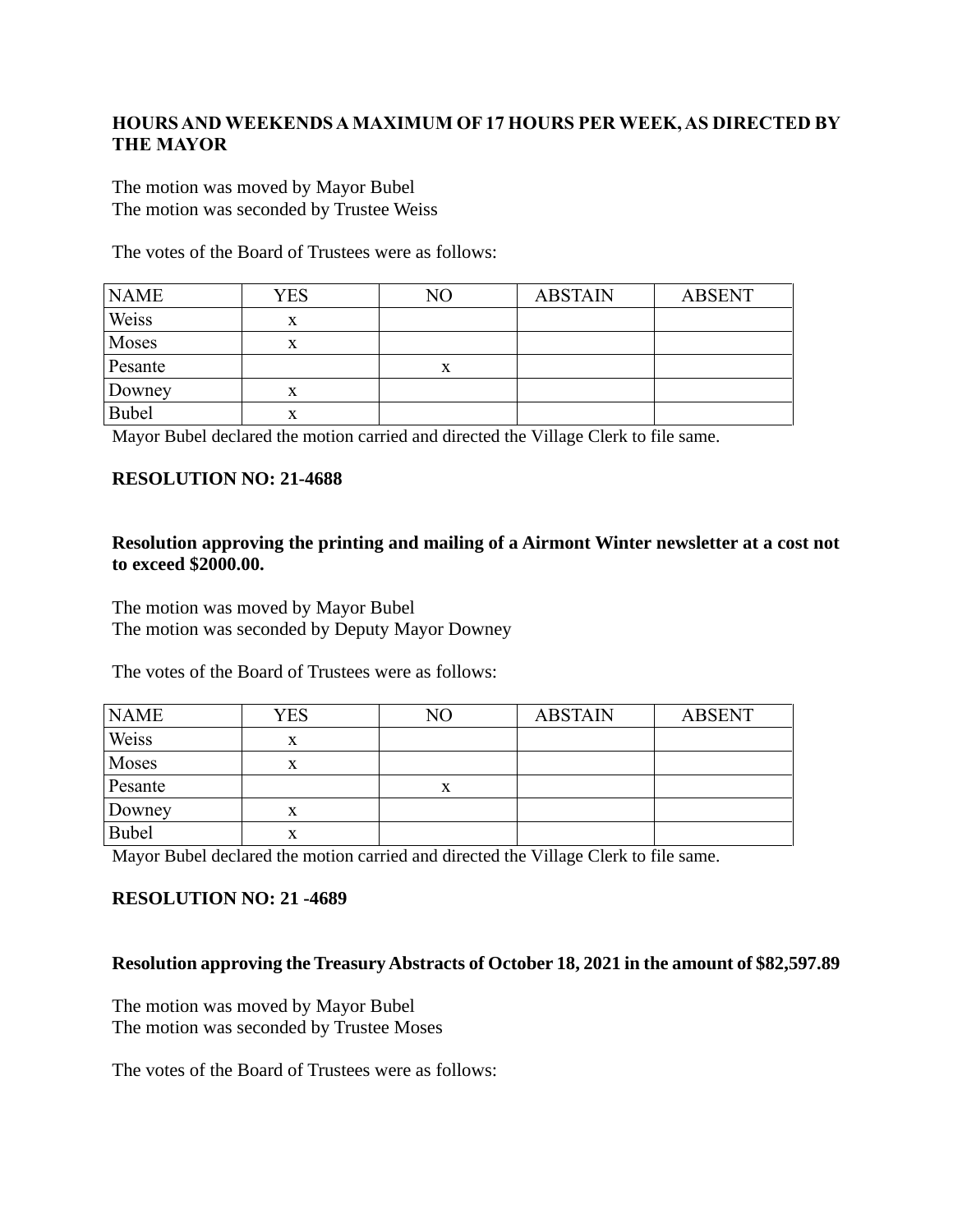**HOURS AND WEEKENDS A MAXIMUM OF 17 HOURS PER WEEK, AS DIRECTED BY THE MAYOR**

The motion was moved by Mayor Bubel
The motion was seconded by Trustee Weiss

The votes of the Board of Trustees were as follows:

| NAME | YES | NO | ABSTAIN | ABSENT |
|---|---|---|---|---|
| Weiss | x | | | |
| Moses | x | | | |
| Pesante | | x | | |
| Downey | x | | | |
| Bubel | x | | | |

Mayor Bubel declared the motion carried and directed the Village Clerk to file same.

**RESOLUTION NO: 21-4688**

**Resolution approving the printing and mailing of a Airmont Winter newsletter at a cost not to exceed $2000.00.**

The motion was moved by Mayor Bubel
The motion was seconded by Deputy Mayor Downey

The votes of the Board of Trustees were as follows:

| NAME | YES | NO | ABSTAIN | ABSENT |
|---|---|---|---|---|
| Weiss | x | | | |
| Moses | x | | | |
| Pesante | | x | | |
| Downey | x | | | |
| Bubel | x | | | |

Mayor Bubel declared the motion carried and directed the Village Clerk to file same.

**RESOLUTION NO: 21 -4689**

**Resolution approving the Treasury Abstracts of October 18, 2021 in the amount of $82,597.89**

The motion was moved by Mayor Bubel
The motion was seconded by Trustee Moses

The votes of the Board of Trustees were as follows: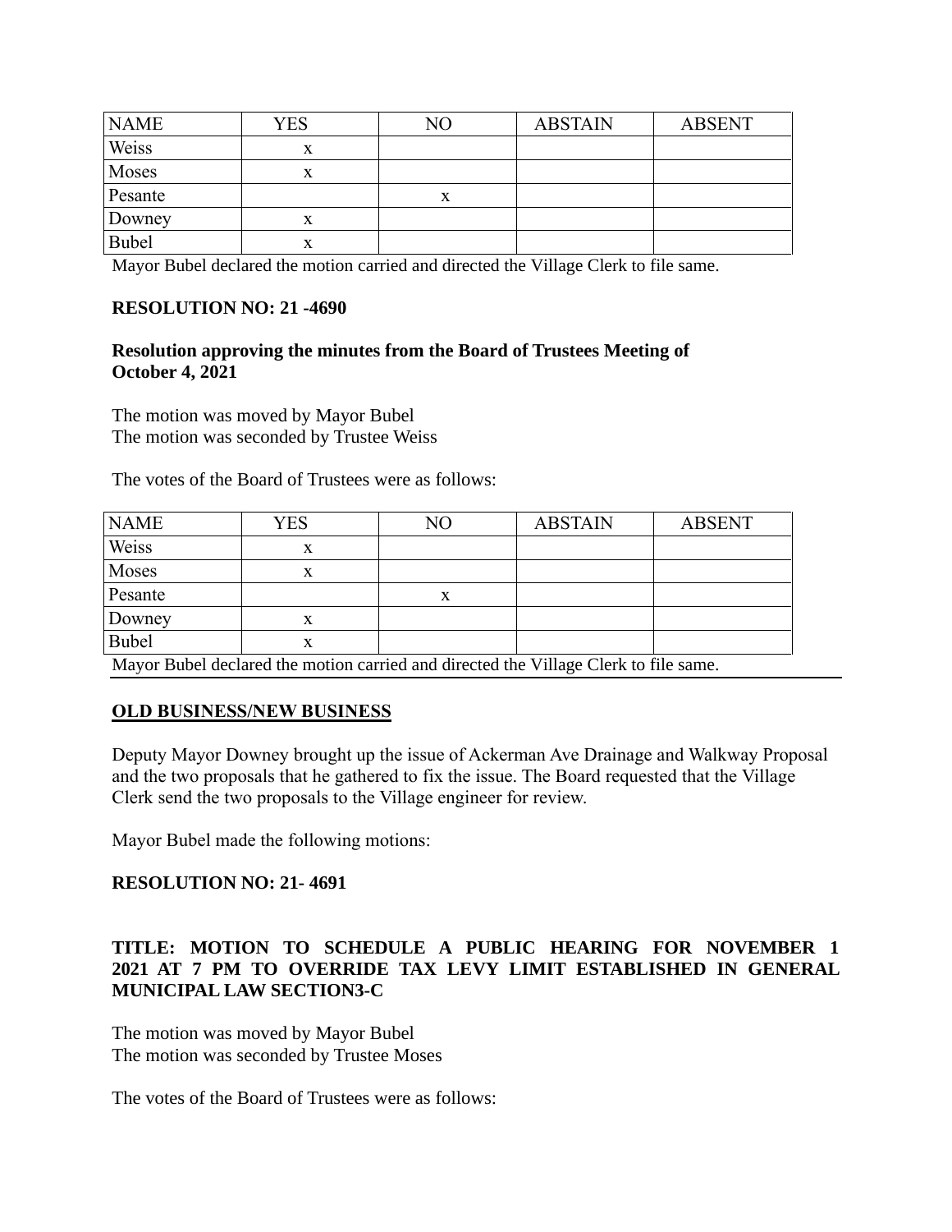| NAME | YES | NO | ABSTAIN | ABSENT |
|---|---|---|---|---|
| Weiss | x | | | |
| Moses | x | | | |
| Pesante | | x | | |
| Downey | x | | | |
| Bubel | x | | | |

Mayor Bubel declared the motion carried and directed the Village Clerk to file same.

**RESOLUTION NO: 21 -4690**

**Resolution approving the minutes from the Board of Trustees Meeting of October 4, 2021**

The motion was moved by Mayor Bubel
The motion was seconded by Trustee Weiss

The votes of the Board of Trustees were as follows:

| NAME | YES | NO | ABSTAIN | ABSENT |
|---|---|---|---|---|
| Weiss | x | | | |
| Moses | x | | | |
| Pesante | | x | | |
| Downey | x | | | |
| Bubel | x | | | |

Mayor Bubel declared the motion carried and directed the Village Clerk to file same.

**OLD BUSINESS/NEW BUSINESS**

Deputy Mayor Downey brought up the issue of Ackerman Ave Drainage and Walkway Proposal and the two proposals that he gathered to fix the issue. The Board requested that the Village Clerk send the two proposals to the Village engineer for review.

Mayor Bubel made the following motions:

**RESOLUTION NO: 21- 4691**

**TITLE: MOTION TO SCHEDULE A PUBLIC HEARING FOR NOVEMBER 1 2021 AT 7 PM TO OVERRIDE TAX LEVY LIMIT ESTABLISHED IN GENERAL MUNICIPAL LAW SECTION3-C**

The motion was moved by Mayor Bubel
The motion was seconded by Trustee Moses

The votes of the Board of Trustees were as follows: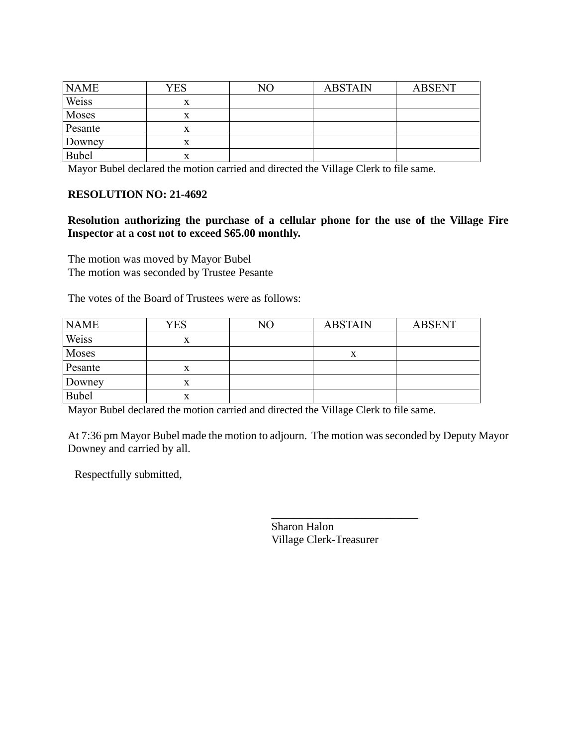| NAME | YES | NO | ABSTAIN | ABSENT |
| --- | --- | --- | --- | --- |
| Weiss | x | | | |
| Moses | x | | | |
| Pesante | x | | | |
| Downey | x | | | |
| Bubel | x | | | |

Mayor Bubel declared the motion carried and directed the Village Clerk to file same.

**RESOLUTION NO: 21-4692**

**Resolution authorizing the purchase of a cellular phone for the use of the Village Fire Inspector at a cost not to exceed $65.00 monthly.**

The motion was moved by Mayor Bubel
The motion was seconded by Trustee Pesante

The votes of the Board of Trustees were as follows:

| NAME | YES | NO | ABSTAIN | ABSENT |
| --- | --- | --- | --- | --- |
| Weiss | x | | | |
| Moses | | | x | |
| Pesante | x | | | |
| Downey | x | | | |
| Bubel | x | | | |

Mayor Bubel declared the motion carried and directed the Village Clerk to file same.

At 7:36 pm Mayor Bubel made the motion to adjourn. The motion was seconded by Deputy Mayor Downey and carried by all.

Respectfully submitted,

___________________________
Sharon Halon
Village Clerk-Treasurer